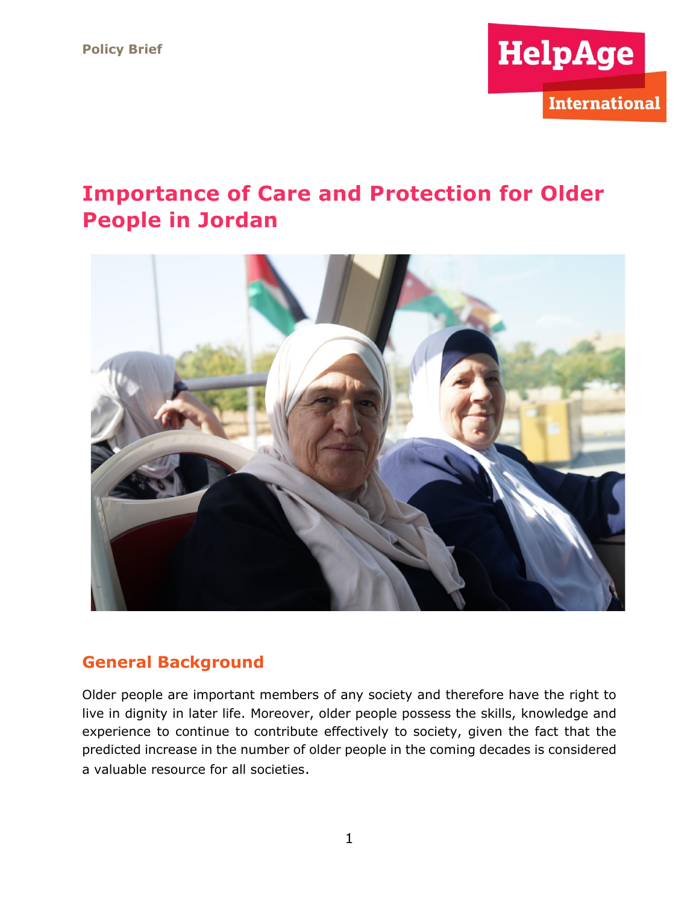Policy Brief

# Importance of Care and Protection for Older People in Jordan

## General Background

Older people are important members of any society and therefore have the right to live in dignity in later life. Moreover, older people possess the skills, knowledge and experience to continue to contribute effectively to society, given the fact that the predicted increase in the number of older people in the coming decades is considered a valuable resource for all societies.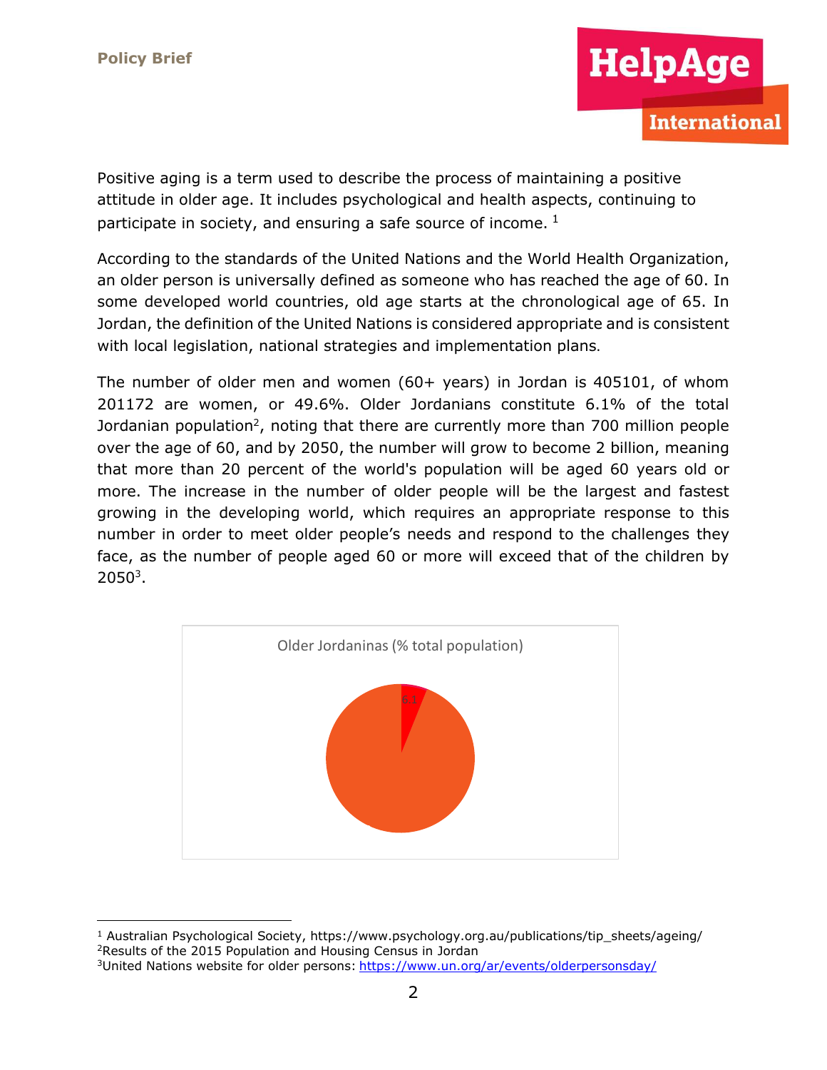Positive aging is a term used to describe the process of maintaining a positive attitude in older age. It includes psychological and health aspects, continuing to participate in society, and ensuring a safe source of income. [1]

According to the standards of the United Nations and the World Health Organization, an older person is universally defined as someone who has reached the age of 60. In some developed world countries, old age starts at the chronological age of 65. In Jordan, the definition of the United Nations is considered appropriate and is consistent with local legislation, national strategies and implementation plans.

The number of older men and women (60+ years) in Jordan is 405101, of whom 201172 are women, or 49.6%. Older Jordanians constitute 6.1% of the total Jordanian population[2], noting that there are currently more than 700 million people over the age of 60, and by 2050, the number will grow to become 2 billion, meaning that more than 20 percent of the world's population will be aged 60 years old or more. The increase in the number of older people will be the largest and fastest growing in the developing world, which requires an appropriate response to this number in order to meet older people's needs and respond to the challenges they face, as the number of people aged 60 or more will exceed that of the children by 2050[3].

Older Jordaninas (% total population)

6.1

[1] Australian Psychological Society, https://www.psychology.org.au/publications/tip_sheets/ageing/

[2] Results of the 2015 Population and Housing Census in Jordan

[3] United Nations website for older persons: https://www.un.org/ar/events/olderpersonsday/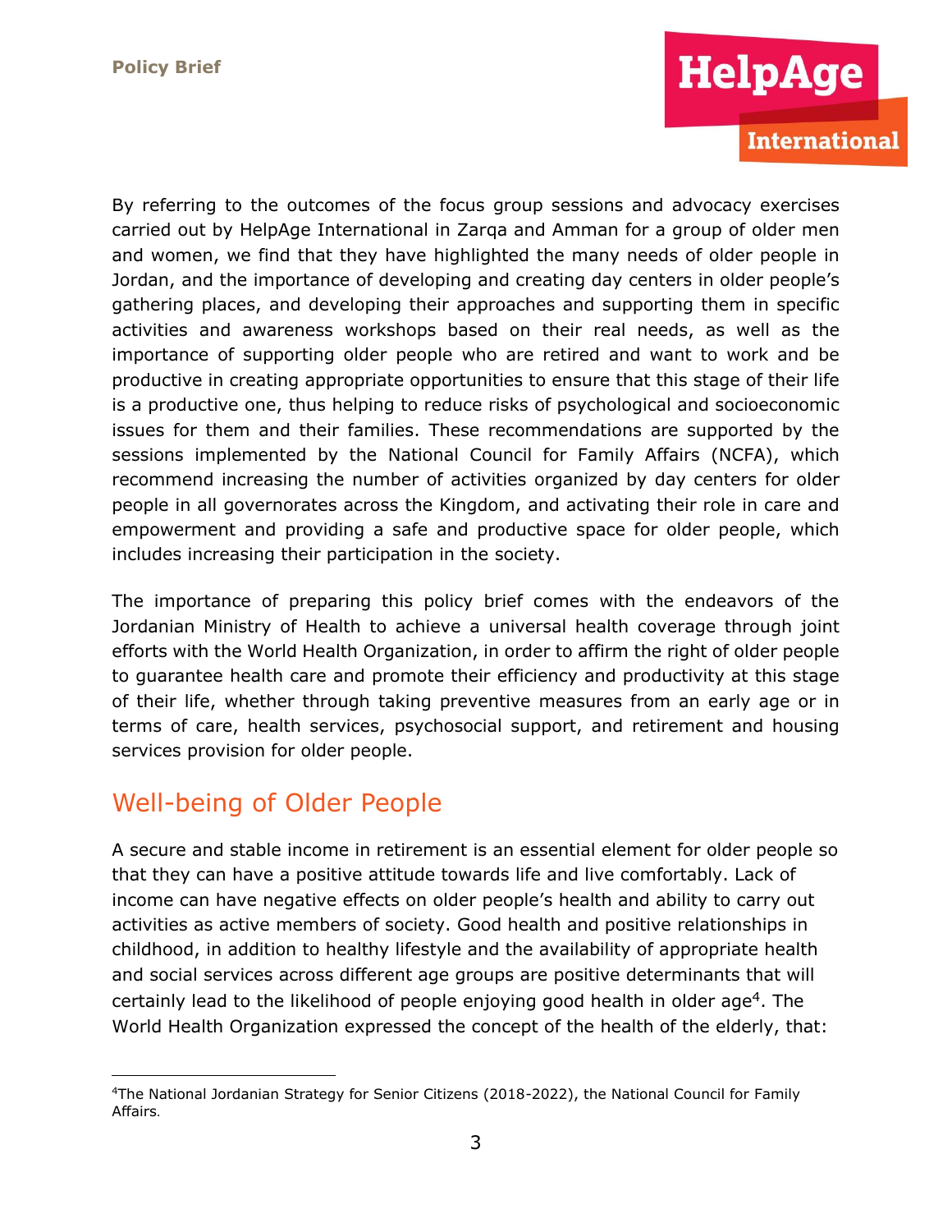By referring to the outcomes of the focus group sessions and advocacy exercises carried out by HelpAge International in Zarqa and Amman for a group of older men and women, we find that they have highlighted the many needs of older people in Jordan, and the importance of developing and creating day centers in older people's gathering places, and developing their approaches and supporting them in specific activities and awareness workshops based on their real needs, as well as the importance of supporting older people who are retired and want to work and be productive in creating appropriate opportunities to ensure that this stage of their life is a productive one, thus helping to reduce risks of psychological and socioeconomic issues for them and their families. These recommendations are supported by the sessions implemented by the National Council for Family Affairs (NCFA), which recommend increasing the number of activities organized by day centers for older people in all governorates across the Kingdom, and activating their role in care and empowerment and providing a safe and productive space for older people, which includes increasing their participation in the society.

The importance of preparing this policy brief comes with the endeavors of the Jordanian Ministry of Health to achieve a universal health coverage through joint efforts with the World Health Organization, in order to affirm the right of older people to guarantee health care and promote their efficiency and productivity at this stage of their life, whether through taking preventive measures from an early age or in terms of care, health services, psychosocial support, and retirement and housing services provision for older people.

## Well-being of Older People

A secure and stable income in retirement is an essential element for older people so that they can have a positive attitude towards life and live comfortably. Lack of income can have negative effects on older people's health and ability to carry out activities as active members of society. Good health and positive relationships in childhood, in addition to healthy lifestyle and the availability of appropriate health and social services across different age groups are positive determinants that will certainly lead to the likelihood of people enjoying good health in older age[4]. The World Health Organization expressed the concept of the health of the elderly, that:

[4] The National Jordanian Strategy for Senior Citizens (2018-2022), the National Council for Family Affairs.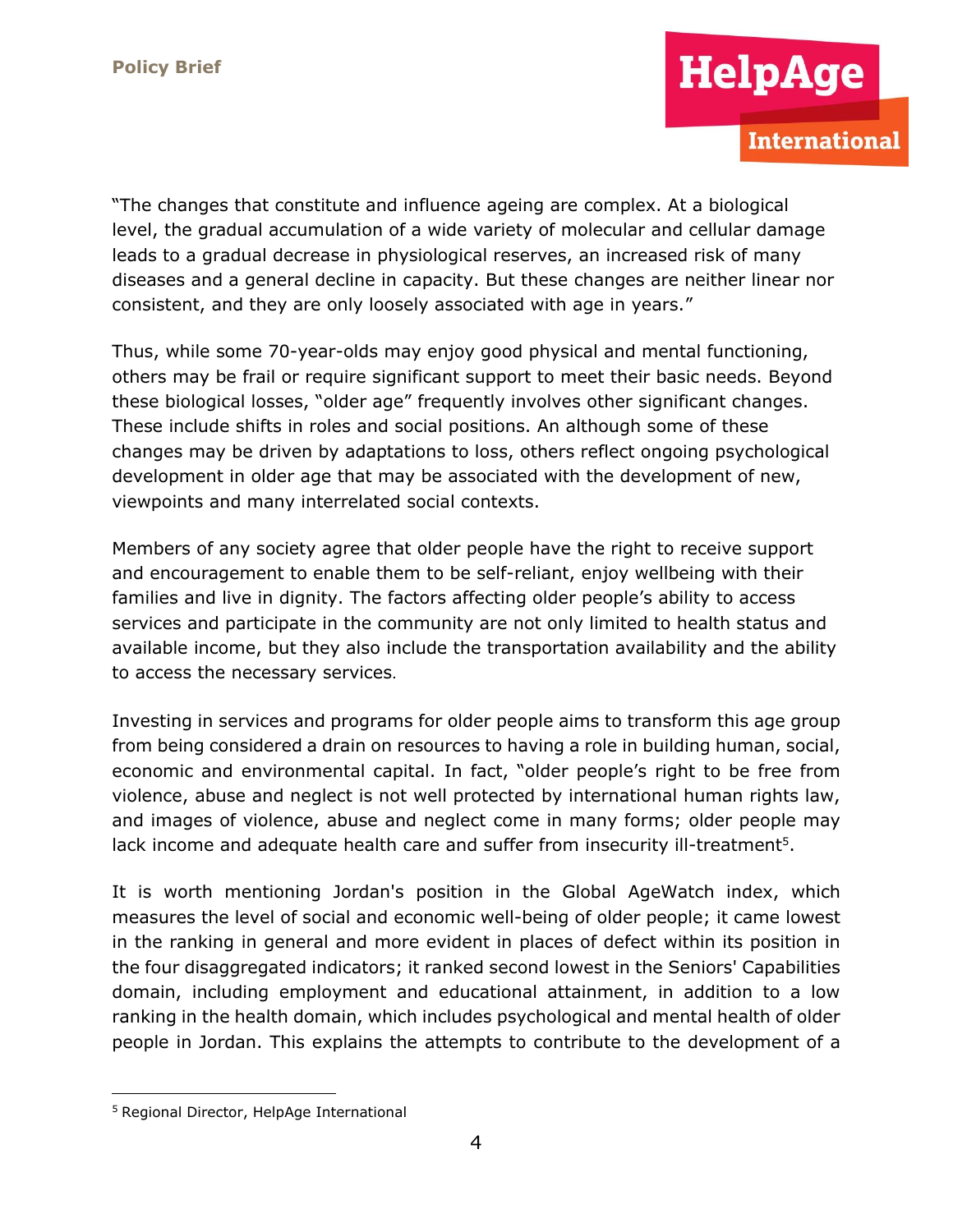"The changes that constitute and influence ageing are complex. At a biological level, the gradual accumulation of a wide variety of molecular and cellular damage leads to a gradual decrease in physiological reserves, an increased risk of many diseases and a general decline in capacity. But these changes are neither linear nor consistent, and they are only loosely associated with age in years."

Thus, while some 70-year-olds may enjoy good physical and mental functioning, others may be frail or require significant support to meet their basic needs. Beyond these biological losses, "older age" frequently involves other significant changes. These include shifts in roles and social positions. An although some of these changes may be driven by adaptations to loss, others reflect ongoing psychological development in older age that may be associated with the development of new, viewpoints and many interrelated social contexts.

Members of any society agree that older people have the right to receive support and encouragement to enable them to be self-reliant, enjoy wellbeing with their families and live in dignity. The factors affecting older people's ability to access services and participate in the community are not only limited to health status and available income, but they also include the transportation availability and the ability to access the necessary services.

Investing in services and programs for older people aims to transform this age group from being considered a drain on resources to having a role in building human, social, economic and environmental capital. In fact, "older people's right to be free from violence, abuse and neglect is not well protected by international human rights law, and images of violence, abuse and neglect come in many forms; older people may lack income and adequate health care and suffer from insecurity ill-treatment[5].

It is worth mentioning Jordan's position in the Global AgeWatch index, which measures the level of social and economic well-being of older people; it came lowest in the ranking in general and more evident in places of defect within its position in the four disaggregated indicators; it ranked second lowest in the Seniors' Capabilities domain, including employment and educational attainment, in addition to a low ranking in the health domain, which includes psychological and mental health of older people in Jordan. This explains the attempts to contribute to the development of a

[5] Regional Director, HelpAge International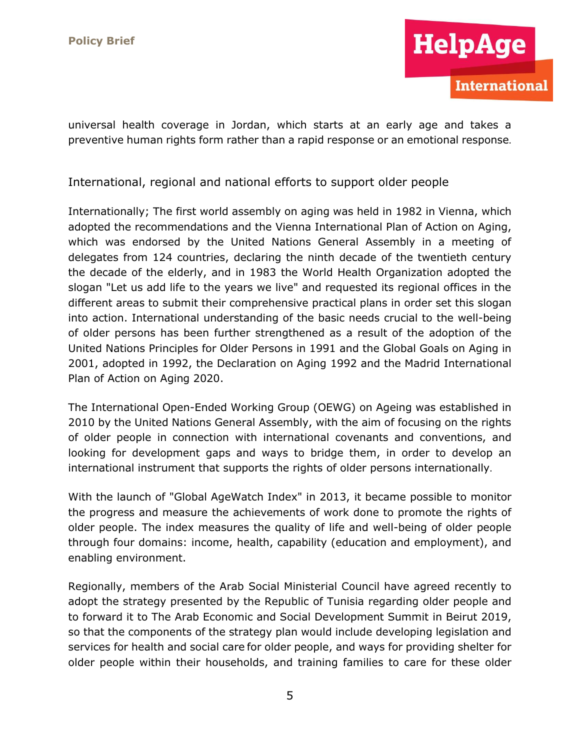universal health coverage in Jordan, which starts at an early age and takes a preventive human rights form rather than a rapid response or an emotional response.

## International, regional and national efforts to support older people

Internationally; The first world assembly on aging was held in 1982 in Vienna, which adopted the recommendations and the Vienna International Plan of Action on Aging, which was endorsed by the United Nations General Assembly in a meeting of delegates from 124 countries, declaring the ninth decade of the twentieth century the decade of the elderly, and in 1983 the World Health Organization adopted the slogan "Let us add life to the years we live" and requested its regional offices in the different areas to submit their comprehensive practical plans in order set this slogan into action. International understanding of the basic needs crucial to the well-being of older persons has been further strengthened as a result of the adoption of the United Nations Principles for Older Persons in 1991 and the Global Goals on Aging in 2001, adopted in 1992, the Declaration on Aging 1992 and the Madrid International Plan of Action on Aging 2020.

The International Open-Ended Working Group (OEWG) on Ageing was established in 2010 by the United Nations General Assembly, with the aim of focusing on the rights of older people in connection with international covenants and conventions, and looking for development gaps and ways to bridge them, in order to develop an international instrument that supports the rights of older persons internationally.

With the launch of "Global AgeWatch Index" in 2013, it became possible to monitor the progress and measure the achievements of work done to promote the rights of older people. The index measures the quality of life and well-being of older people through four domains: income, health, capability (education and employment), and enabling environment.

Regionally, members of the Arab Social Ministerial Council have agreed recently to adopt the strategy presented by the Republic of Tunisia regarding older people and to forward it to The Arab Economic and Social Development Summit in Beirut 2019, so that the components of the strategy plan would include developing legislation and services for health and social care for older people, and ways for providing shelter for older people within their households, and training families to care for these older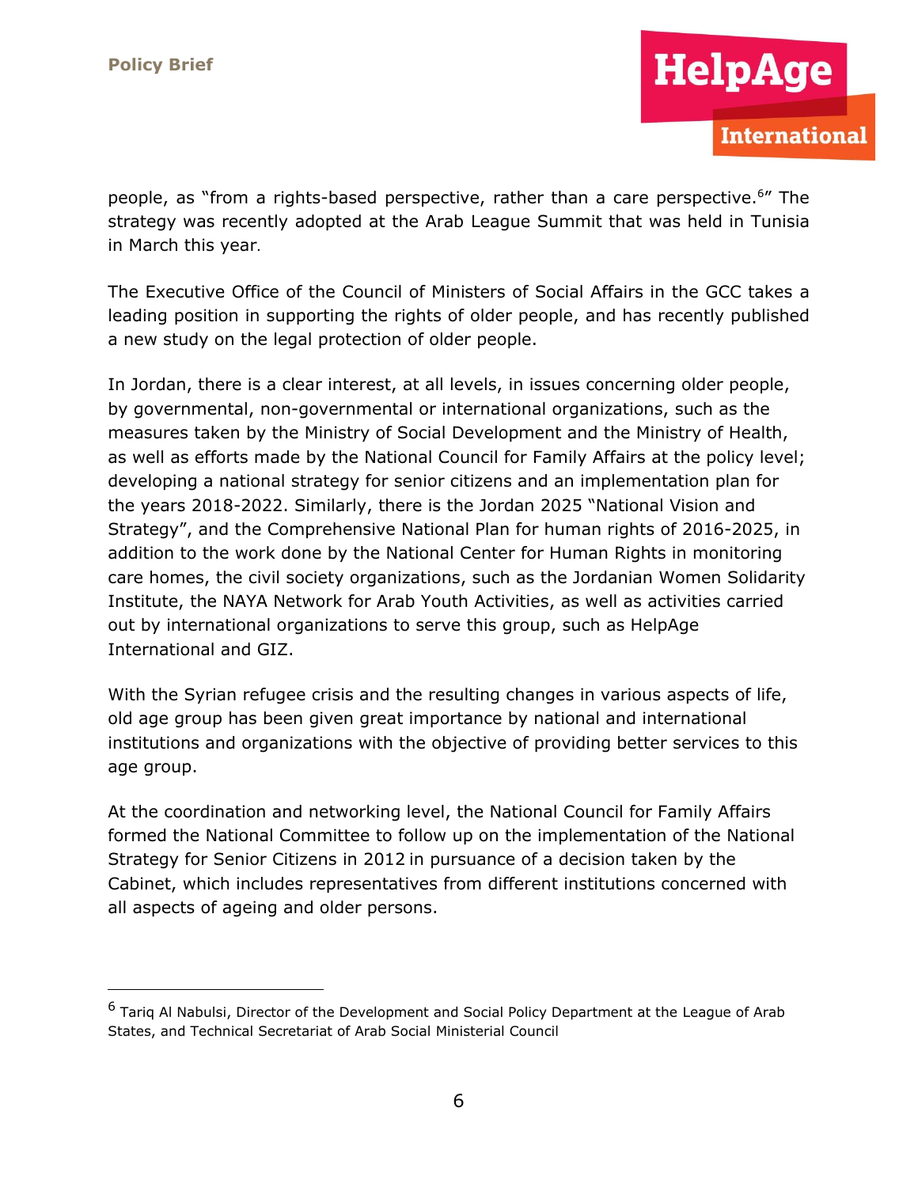people, as "from a rights-based perspective, rather than a care perspective.[6]" The strategy was recently adopted at the Arab League Summit that was held in Tunisia in March this year.

The Executive Office of the Council of Ministers of Social Affairs in the GCC takes a leading position in supporting the rights of older people, and has recently published a new study on the legal protection of older people.

In Jordan, there is a clear interest, at all levels, in issues concerning older people, by governmental, non-governmental or international organizations, such as the measures taken by the Ministry of Social Development and the Ministry of Health, as well as efforts made by the National Council for Family Affairs at the policy level; developing a national strategy for senior citizens and an implementation plan for the years 2018-2022. Similarly, there is the Jordan 2025 "National Vision and Strategy", and the Comprehensive National Plan for human rights of 2016-2025, in addition to the work done by the National Center for Human Rights in monitoring care homes, the civil society organizations, such as the Jordanian Women Solidarity Institute, the NAYA Network for Arab Youth Activities, as well as activities carried out by international organizations to serve this group, such as HelpAge International and GIZ.

With the Syrian refugee crisis and the resulting changes in various aspects of life, old age group has been given great importance by national and international institutions and organizations with the objective of providing better services to this age group.

At the coordination and networking level, the National Council for Family Affairs formed the National Committee to follow up on the implementation of the National Strategy for Senior Citizens in 2012 in pursuance of a decision taken by the Cabinet, which includes representatives from different institutions concerned with all aspects of ageing and older persons.

---

[6] Tariq Al Nabulsi, Director of the Development and Social Policy Department at the League of Arab States, and Technical Secretariat of Arab Social Ministerial Council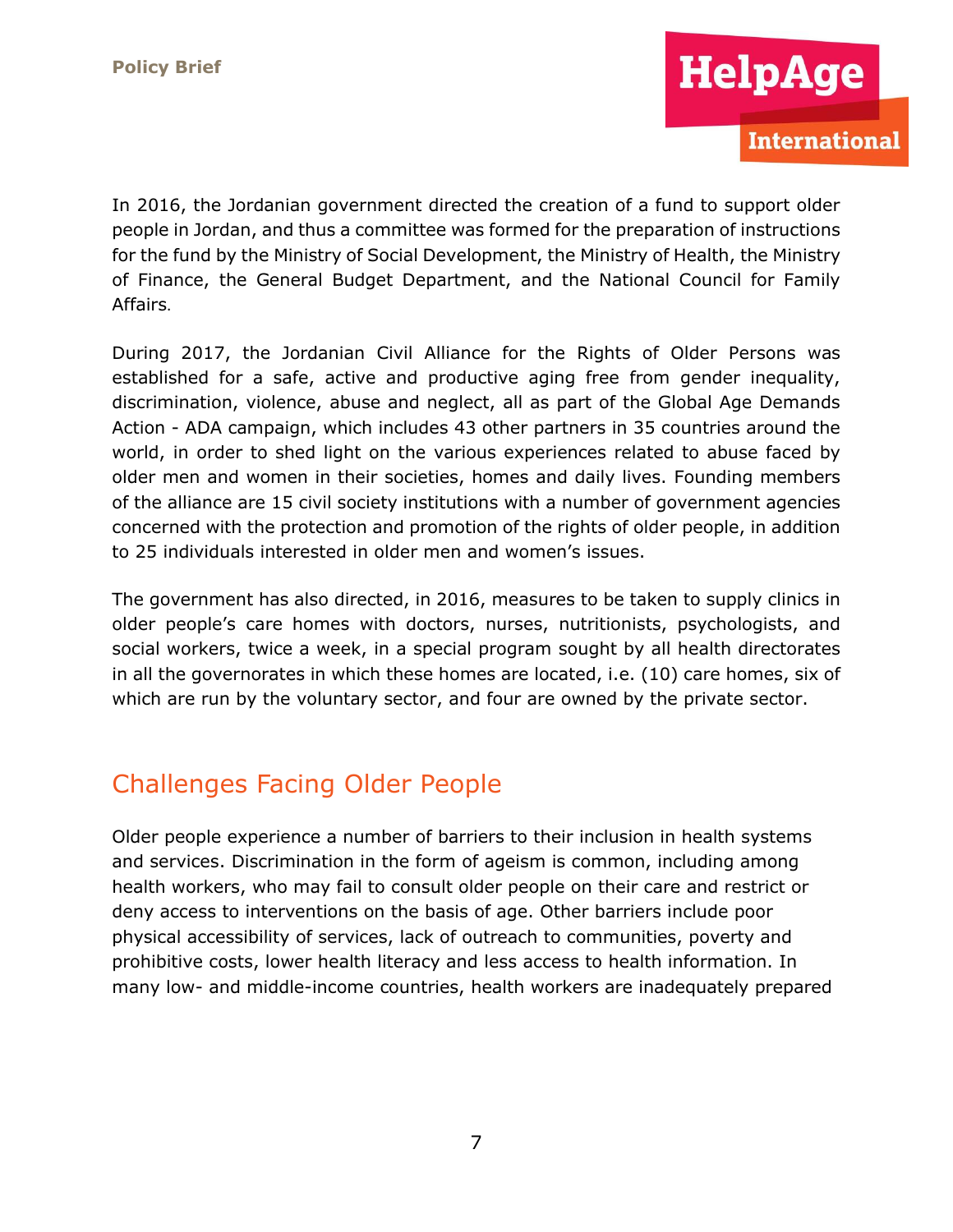In 2016, the Jordanian government directed the creation of a fund to support older people in Jordan, and thus a committee was formed for the preparation of instructions for the fund by the Ministry of Social Development, the Ministry of Health, the Ministry of Finance, the General Budget Department, and the National Council for Family Affairs.

During 2017, the Jordanian Civil Alliance for the Rights of Older Persons was established for a safe, active and productive aging free from gender inequality, discrimination, violence, abuse and neglect, all as part of the Global Age Demands Action - ADA campaign, which includes 43 other partners in 35 countries around the world, in order to shed light on the various experiences related to abuse faced by older men and women in their societies, homes and daily lives. Founding members of the alliance are 15 civil society institutions with a number of government agencies concerned with the protection and promotion of the rights of older people, in addition to 25 individuals interested in older men and women's issues.

The government has also directed, in 2016, measures to be taken to supply clinics in older people's care homes with doctors, nurses, nutritionists, psychologists, and social workers, twice a week, in a special program sought by all health directorates in all the governorates in which these homes are located, i.e. (10) care homes, six of which are run by the voluntary sector, and four are owned by the private sector.

## Challenges Facing Older People

Older people experience a number of barriers to their inclusion in health systems and services. Discrimination in the form of ageism is common, including among health workers, who may fail to consult older people on their care and restrict or deny access to interventions on the basis of age. Other barriers include poor physical accessibility of services, lack of outreach to communities, poverty and prohibitive costs, lower health literacy and less access to health information. In many low- and middle-income countries, health workers are inadequately prepared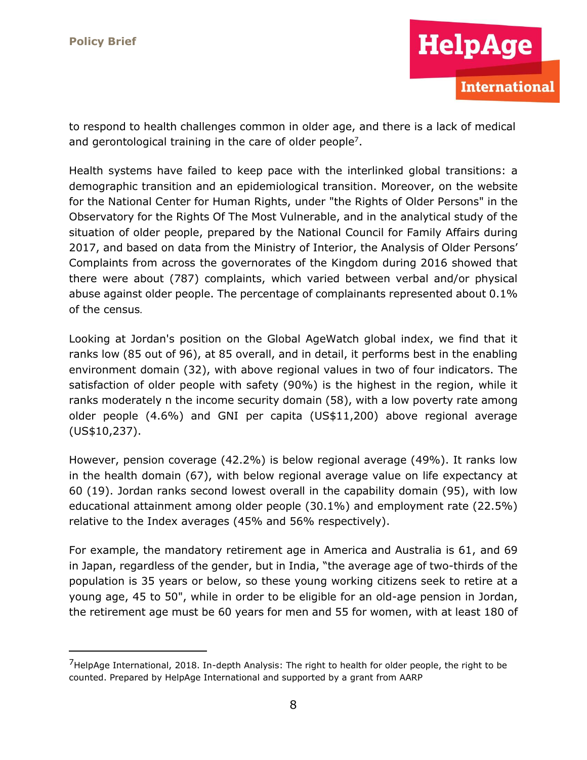to respond to health challenges common in older age, and there is a lack of medical and gerontological training in the care of older people[7].

Health systems have failed to keep pace with the interlinked global transitions: a demographic transition and an epidemiological transition. Moreover, on the website for the National Center for Human Rights, under "the Rights of Older Persons" in the Observatory for the Rights Of The Most Vulnerable, and in the analytical study of the situation of older people, prepared by the National Council for Family Affairs during 2017, and based on data from the Ministry of Interior, the Analysis of Older Persons' Complaints from across the governorates of the Kingdom during 2016 showed that there were about (787) complaints, which varied between verbal and/or physical abuse against older people. The percentage of complainants represented about 0.1% of the census.

Looking at Jordan's position on the Global AgeWatch global index, we find that it ranks low (85 out of 96), at 85 overall, and in detail, it performs best in the enabling environment domain (32), with above regional values in two of four indicators. The satisfaction of older people with safety (90%) is the highest in the region, while it ranks moderately n the income security domain (58), with a low poverty rate among older people (4.6%) and GNI per capita (US$11,200) above regional average (US$10,237).

However, pension coverage (42.2%) is below regional average (49%). It ranks low in the health domain (67), with below regional average value on life expectancy at 60 (19). Jordan ranks second lowest overall in the capability domain (95), with low educational attainment among older people (30.1%) and employment rate (22.5%) relative to the Index averages (45% and 56% respectively).

For example, the mandatory retirement age in America and Australia is 61, and 69 in Japan, regardless of the gender, but in India, "the average age of two-thirds of the population is 35 years or below, so these young working citizens seek to retire at a young age, 45 to 50", while in order to be eligible for an old-age pension in Jordan, the retirement age must be 60 years for men and 55 for women, with at least 180 of

---

[7] HelpAge International, 2018. In-depth Analysis: The right to health for older people, the right to be counted. Prepared by HelpAge International and supported by a grant from AARP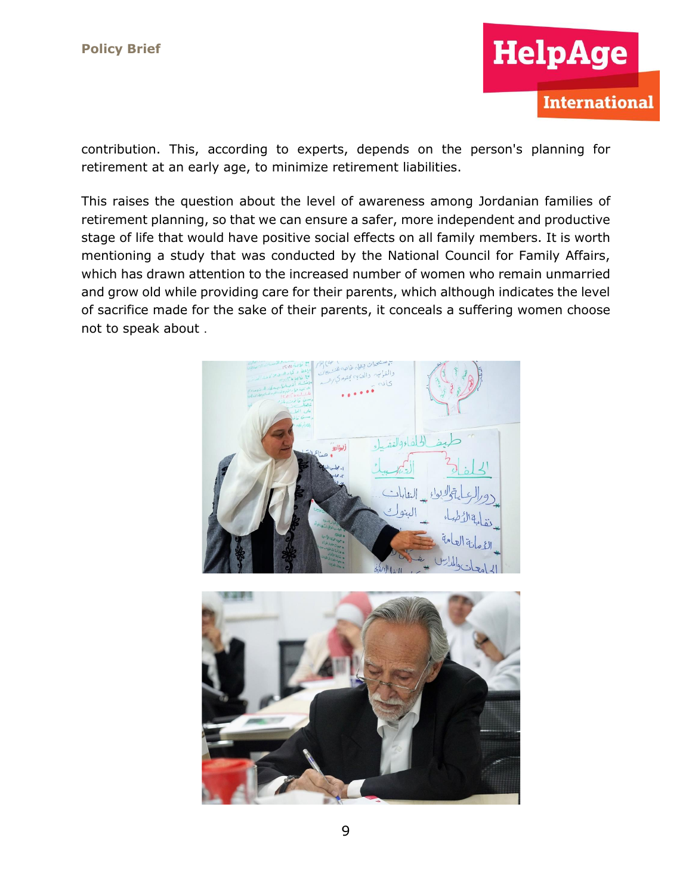contribution. This, according to experts, depends on the person's planning for retirement at an early age, to minimize retirement liabilities.

This raises the question about the level of awareness among Jordanian families of retirement planning, so that we can ensure a safer, more independent and productive stage of life that would have positive social effects on all family members. It is worth mentioning a study that was conducted by the National Council for Family Affairs, which has drawn attention to the increased number of women who remain unmarried and grow old while providing care for their parents, which although indicates the level of sacrifice made for the sake of their parents, it conceals a suffering women choose not to speak about .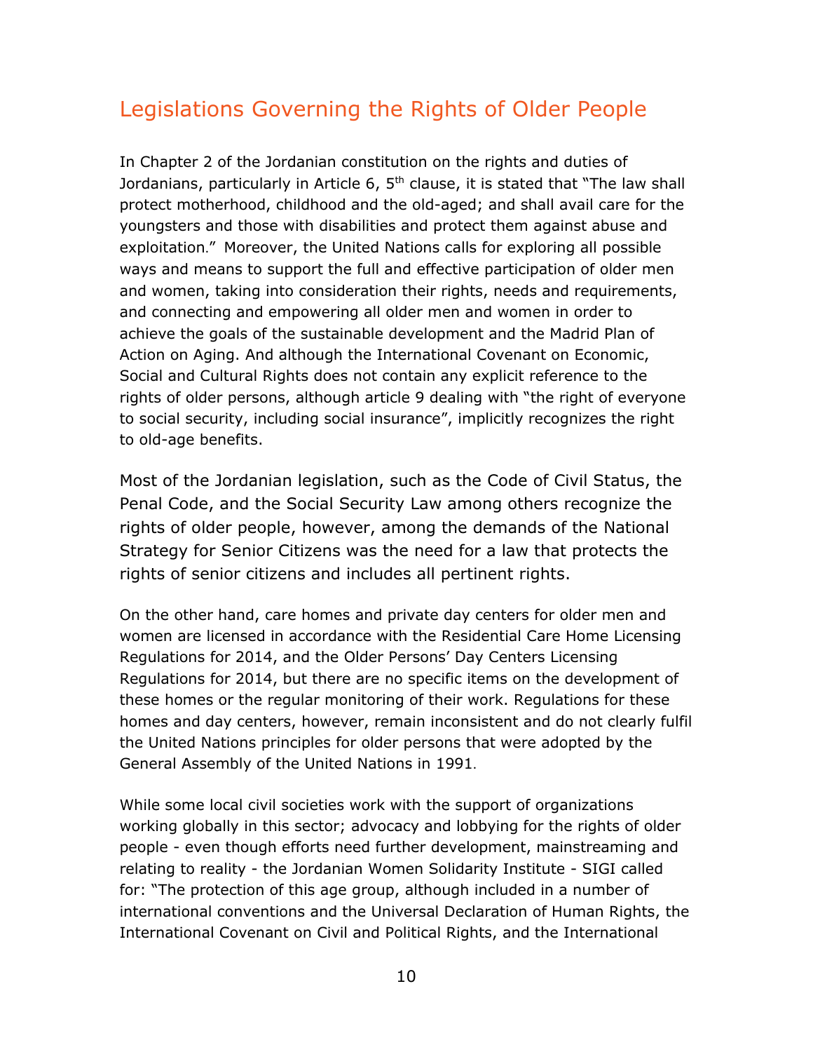## Legislations Governing the Rights of Older People

In Chapter 2 of the Jordanian constitution on the rights and duties of Jordanians, particularly in Article 6, 5th clause, it is stated that "The law shall protect motherhood, childhood and the old-aged; and shall avail care for the youngsters and those with disabilities and protect them against abuse and exploitation." Moreover, the United Nations calls for exploring all possible ways and means to support the full and effective participation of older men and women, taking into consideration their rights, needs and requirements, and connecting and empowering all older men and women in order to achieve the goals of the sustainable development and the Madrid Plan of Action on Aging. And although the International Covenant on Economic, Social and Cultural Rights does not contain any explicit reference to the rights of older persons, although article 9 dealing with "the right of everyone to social security, including social insurance", implicitly recognizes the right to old-age benefits.

Most of the Jordanian legislation, such as the Code of Civil Status, the Penal Code, and the Social Security Law among others recognize the rights of older people, however, among the demands of the National Strategy for Senior Citizens was the need for a law that protects the rights of senior citizens and includes all pertinent rights.

On the other hand, care homes and private day centers for older men and women are licensed in accordance with the Residential Care Home Licensing Regulations for 2014, and the Older Persons' Day Centers Licensing Regulations for 2014, but there are no specific items on the development of these homes or the regular monitoring of their work. Regulations for these homes and day centers, however, remain inconsistent and do not clearly fulfil the United Nations principles for older persons that were adopted by the General Assembly of the United Nations in 1991.

While some local civil societies work with the support of organizations working globally in this sector; advocacy and lobbying for the rights of older people - even though efforts need further development, mainstreaming and relating to reality - the Jordanian Women Solidarity Institute - SIGI called for: "The protection of this age group, although included in a number of international conventions and the Universal Declaration of Human Rights, the International Covenant on Civil and Political Rights, and the International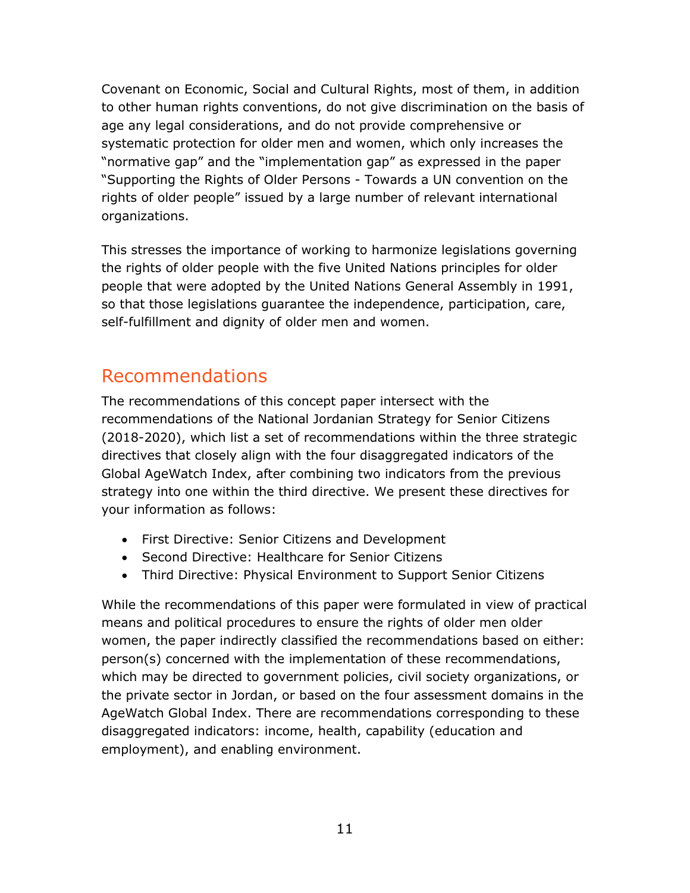Covenant on Economic, Social and Cultural Rights, most of them, in addition to other human rights conventions, do not give discrimination on the basis of age any legal considerations, and do not provide comprehensive or systematic protection for older men and women, which only increases the "normative gap" and the "implementation gap" as expressed in the paper "Supporting the Rights of Older Persons - Towards a UN convention on the rights of older people" issued by a large number of relevant international organizations.

This stresses the importance of working to harmonize legislations governing the rights of older people with the five United Nations principles for older people that were adopted by the United Nations General Assembly in 1991, so that those legislations guarantee the independence, participation, care, self-fulfillment and dignity of older men and women.

## Recommendations

The recommendations of this concept paper intersect with the recommendations of the National Jordanian Strategy for Senior Citizens (2018-2020), which list a set of recommendations within the three strategic directives that closely align with the four disaggregated indicators of the Global AgeWatch Index, after combining two indicators from the previous strategy into one within the third directive. We present these directives for your information as follows:

- First Directive: Senior Citizens and Development
- Second Directive: Healthcare for Senior Citizens
- Third Directive: Physical Environment to Support Senior Citizens

While the recommendations of this paper were formulated in view of practical means and political procedures to ensure the rights of older men older women, the paper indirectly classified the recommendations based on either: person(s) concerned with the implementation of these recommendations, which may be directed to government policies, civil society organizations, or the private sector in Jordan, or based on the four assessment domains in the AgeWatch Global Index. There are recommendations corresponding to these disaggregated indicators: income, health, capability (education and employment), and enabling environment.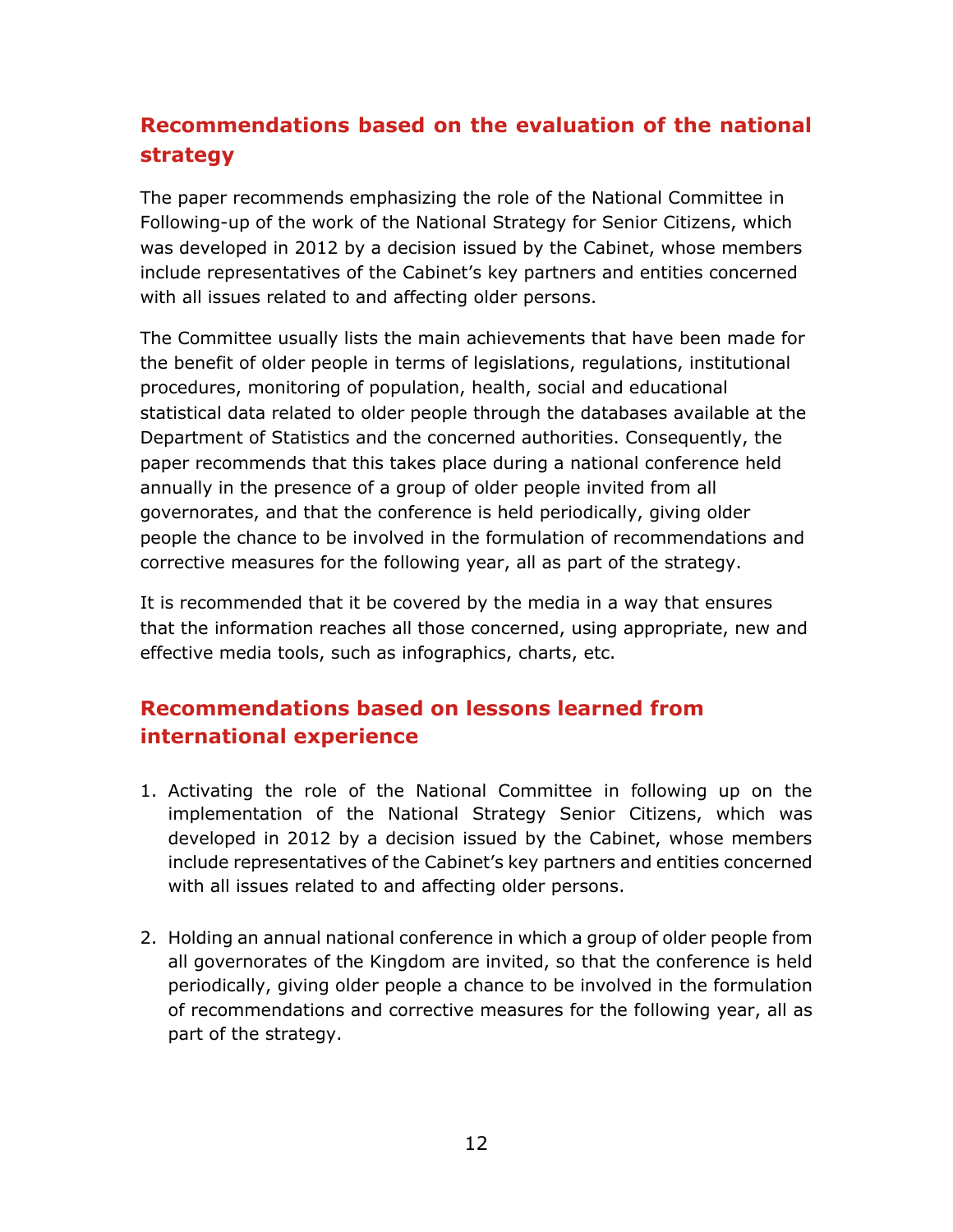## Recommendations based on the evaluation of the national strategy

The paper recommends emphasizing the role of the National Committee in Following-up of the work of the National Strategy for Senior Citizens, which was developed in 2012 by a decision issued by the Cabinet, whose members include representatives of the Cabinet's key partners and entities concerned with all issues related to and affecting older persons.

The Committee usually lists the main achievements that have been made for the benefit of older people in terms of legislations, regulations, institutional procedures, monitoring of population, health, social and educational statistical data related to older people through the databases available at the Department of Statistics and the concerned authorities. Consequently, the paper recommends that this takes place during a national conference held annually in the presence of a group of older people invited from all governorates, and that the conference is held periodically, giving older people the chance to be involved in the formulation of recommendations and corrective measures for the following year, all as part of the strategy.

It is recommended that it be covered by the media in a way that ensures that the information reaches all those concerned, using appropriate, new and effective media tools, such as infographics, charts, etc.

## Recommendations based on lessons learned from international experience

1. Activating the role of the National Committee in following up on the implementation of the National Strategy Senior Citizens, which was developed in 2012 by a decision issued by the Cabinet, whose members include representatives of the Cabinet's key partners and entities concerned with all issues related to and affecting older persons.

2. Holding an annual national conference in which a group of older people from all governorates of the Kingdom are invited, so that the conference is held periodically, giving older people a chance to be involved in the formulation of recommendations and corrective measures for the following year, all as part of the strategy.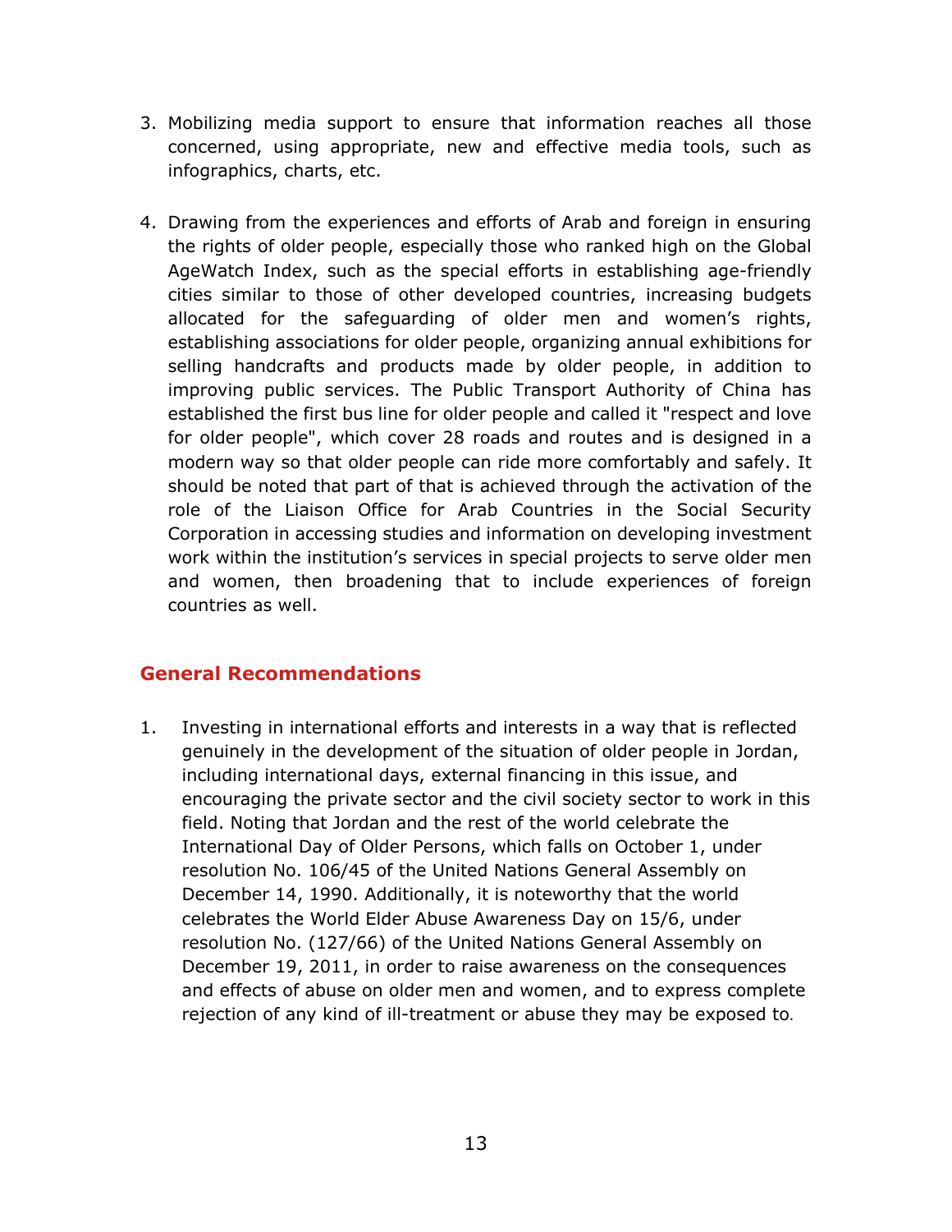3. Mobilizing media support to ensure that information reaches all those concerned, using appropriate, new and effective media tools, such as infographics, charts, etc.

4. Drawing from the experiences and efforts of Arab and foreign in ensuring the rights of older people, especially those who ranked high on the Global AgeWatch Index, such as the special efforts in establishing age-friendly cities similar to those of other developed countries, increasing budgets allocated for the safeguarding of older men and women's rights, establishing associations for older people, organizing annual exhibitions for selling handcrafts and products made by older people, in addition to improving public services. The Public Transport Authority of China has established the first bus line for older people and called it "respect and love for older people", which cover 28 roads and routes and is designed in a modern way so that older people can ride more comfortably and safely. It should be noted that part of that is achieved through the activation of the role of the Liaison Office for Arab Countries in the Social Security Corporation in accessing studies and information on developing investment work within the institution's services in special projects to serve older men and women, then broadening that to include experiences of foreign countries as well.

## General Recommendations

1. Investing in international efforts and interests in a way that is reflected genuinely in the development of the situation of older people in Jordan, including international days, external financing in this issue, and encouraging the private sector and the civil society sector to work in this field. Noting that Jordan and the rest of the world celebrate the International Day of Older Persons, which falls on October 1, under resolution No. 106/45 of the United Nations General Assembly on December 14, 1990. Additionally, it is noteworthy that the world celebrates the World Elder Abuse Awareness Day on 15/6, under resolution No. (127/66) of the United Nations General Assembly on December 19, 2011, in order to raise awareness on the consequences and effects of abuse on older men and women, and to express complete rejection of any kind of ill-treatment or abuse they may be exposed to.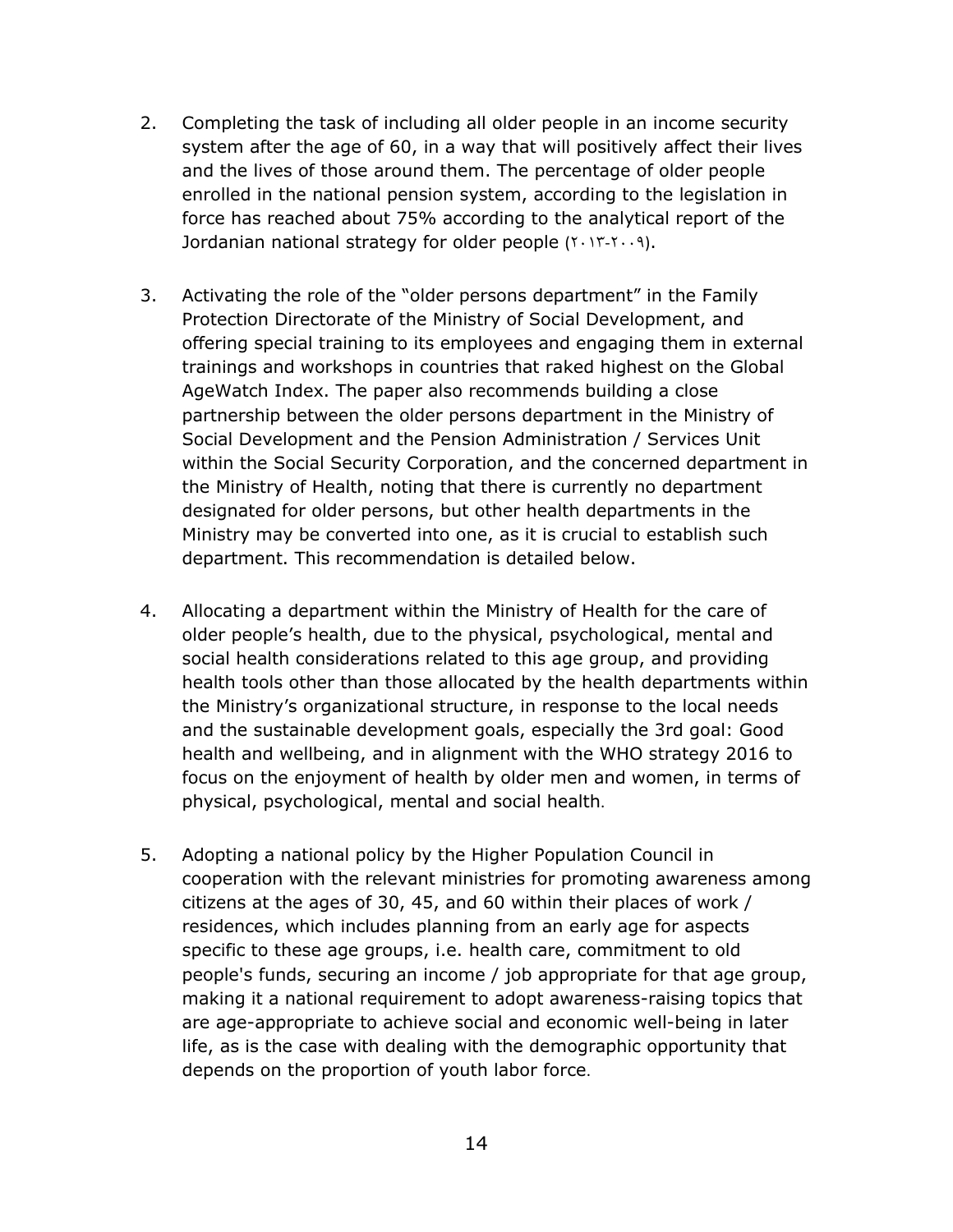2. Completing the task of including all older people in an income security system after the age of 60, in a way that will positively affect their lives and the lives of those around them. The percentage of older people enrolled in the national pension system, according to the legislation in force has reached about 75% according to the analytical report of the Jordanian national strategy for older people (٢٠١٣-٢٠٠٩).

3. Activating the role of the "older persons department" in the Family Protection Directorate of the Ministry of Social Development, and offering special training to its employees and engaging them in external trainings and workshops in countries that raked highest on the Global AgeWatch Index. The paper also recommends building a close partnership between the older persons department in the Ministry of Social Development and the Pension Administration / Services Unit within the Social Security Corporation, and the concerned department in the Ministry of Health, noting that there is currently no department designated for older persons, but other health departments in the Ministry may be converted into one, as it is crucial to establish such department. This recommendation is detailed below.

4. Allocating a department within the Ministry of Health for the care of older people's health, due to the physical, psychological, mental and social health considerations related to this age group, and providing health tools other than those allocated by the health departments within the Ministry's organizational structure, in response to the local needs and the sustainable development goals, especially the 3rd goal: Good health and wellbeing, and in alignment with the WHO strategy 2016 to focus on the enjoyment of health by older men and women, in terms of physical, psychological, mental and social health.

5. Adopting a national policy by the Higher Population Council in cooperation with the relevant ministries for promoting awareness among citizens at the ages of 30, 45, and 60 within their places of work / residences, which includes planning from an early age for aspects specific to these age groups, i.e. health care, commitment to old people's funds, securing an income / job appropriate for that age group, making it a national requirement to adopt awareness-raising topics that are age-appropriate to achieve social and economic well-being in later life, as is the case with dealing with the demographic opportunity that depends on the proportion of youth labor force.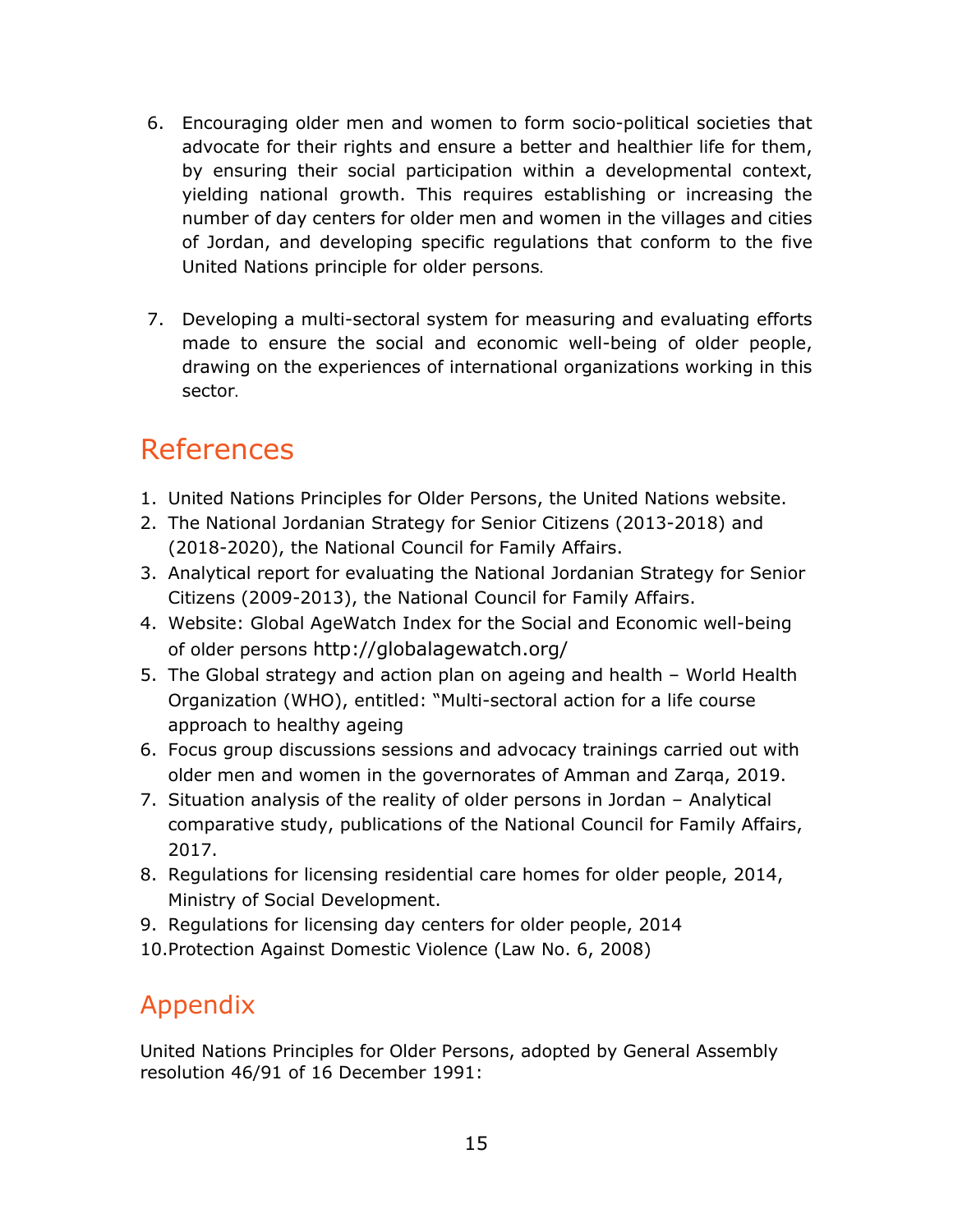6. Encouraging older men and women to form socio-political societies that advocate for their rights and ensure a better and healthier life for them, by ensuring their social participation within a developmental context, yielding national growth. This requires establishing or increasing the number of day centers for older men and women in the villages and cities of Jordan, and developing specific regulations that conform to the five United Nations principle for older persons.

7. Developing a multi-sectoral system for measuring and evaluating efforts made to ensure the social and economic well-being of older people, drawing on the experiences of international organizations working in this sector.

## References

1. United Nations Principles for Older Persons, the United Nations website.
2. The National Jordanian Strategy for Senior Citizens (2013-2018) and (2018-2020), the National Council for Family Affairs.
3. Analytical report for evaluating the National Jordanian Strategy for Senior Citizens (2009-2013), the National Council for Family Affairs.
4. Website: Global AgeWatch Index for the Social and Economic well-being of older persons http://globalagewatch.org/
5. The Global strategy and action plan on ageing and health – World Health Organization (WHO), entitled: "Multi-sectoral action for a life course approach to healthy ageing
6. Focus group discussions sessions and advocacy trainings carried out with older men and women in the governorates of Amman and Zarqa, 2019.
7. Situation analysis of the reality of older persons in Jordan – Analytical comparative study, publications of the National Council for Family Affairs, 2017.
8. Regulations for licensing residential care homes for older people, 2014, Ministry of Social Development.
9. Regulations for licensing day centers for older people, 2014
10. Protection Against Domestic Violence (Law No. 6, 2008)

## Appendix

United Nations Principles for Older Persons, adopted by General Assembly resolution 46/91 of 16 December 1991: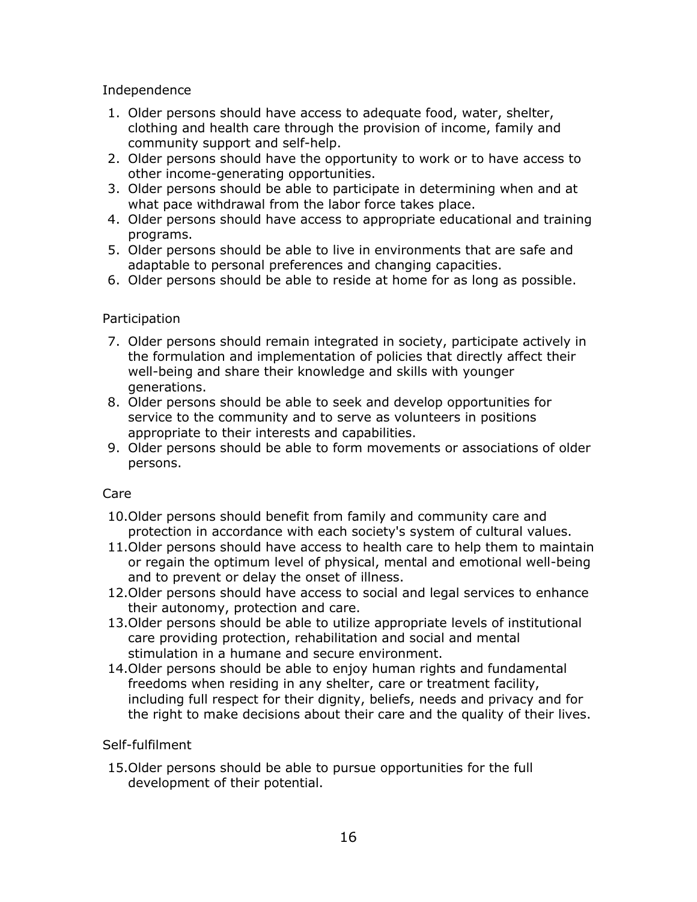Independence

1. Older persons should have access to adequate food, water, shelter, clothing and health care through the provision of income, family and community support and self-help.
2. Older persons should have the opportunity to work or to have access to other income-generating opportunities.
3. Older persons should be able to participate in determining when and at what pace withdrawal from the labor force takes place.
4. Older persons should have access to appropriate educational and training programs.
5. Older persons should be able to live in environments that are safe and adaptable to personal preferences and changing capacities.
6. Older persons should be able to reside at home for as long as possible.

Participation

7. Older persons should remain integrated in society, participate actively in the formulation and implementation of policies that directly affect their well-being and share their knowledge and skills with younger generations.
8. Older persons should be able to seek and develop opportunities for service to the community and to serve as volunteers in positions appropriate to their interests and capabilities.
9. Older persons should be able to form movements or associations of older persons.

Care

10. Older persons should benefit from family and community care and protection in accordance with each society's system of cultural values.
11. Older persons should have access to health care to help them to maintain or regain the optimum level of physical, mental and emotional well-being and to prevent or delay the onset of illness.
12. Older persons should have access to social and legal services to enhance their autonomy, protection and care.
13. Older persons should be able to utilize appropriate levels of institutional care providing protection, rehabilitation and social and mental stimulation in a humane and secure environment.
14. Older persons should be able to enjoy human rights and fundamental freedoms when residing in any shelter, care or treatment facility, including full respect for their dignity, beliefs, needs and privacy and for the right to make decisions about their care and the quality of their lives.

Self-fulfilment

15. Older persons should be able to pursue opportunities for the full development of their potential.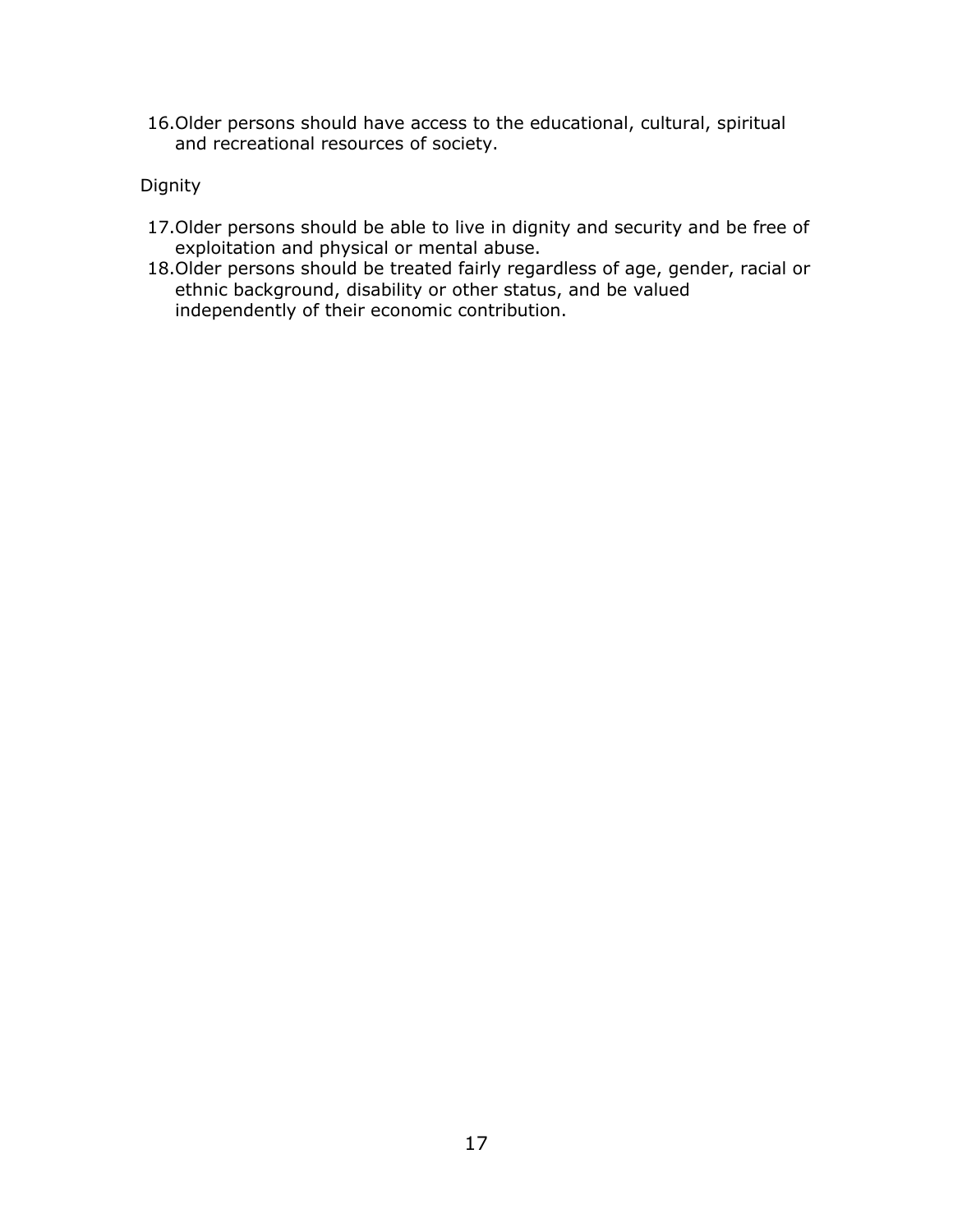16. Older persons should have access to the educational, cultural, spiritual and recreational resources of society.

Dignity

17. Older persons should be able to live in dignity and security and be free of exploitation and physical or mental abuse.
18. Older persons should be treated fairly regardless of age, gender, racial or ethnic background, disability or other status, and be valued independently of their economic contribution.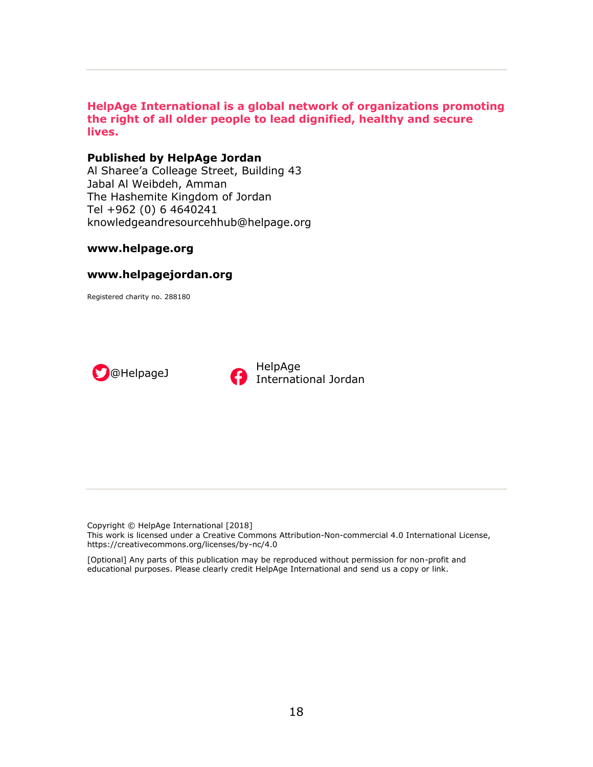**HelpAge International is a global network of organizations promoting the right of all older people to lead dignified, healthy and secure lives.**

**Published by HelpAge Jordan**
Al Sharee'a Colleage Street, Building 43
Jabal Al Weibdeh, Amman
The Hashemite Kingdom of Jordan
Tel +962 (0) 6 4640241
knowledgeandresourcehhub@helpage.org

**www.helpage.org**

**www.helpagejordan.org**

Registered charity no. 288180

@HelpageJ

HelpAge International Jordan

Copyright © HelpAge International [2018]
This work is licensed under a Creative Commons Attribution-Non-commercial 4.0 International License, https://creativecommons.org/licenses/by-nc/4.0

[Optional] Any parts of this publication may be reproduced without permission for non-profit and educational purposes. Please clearly credit HelpAge International and send us a copy or link.